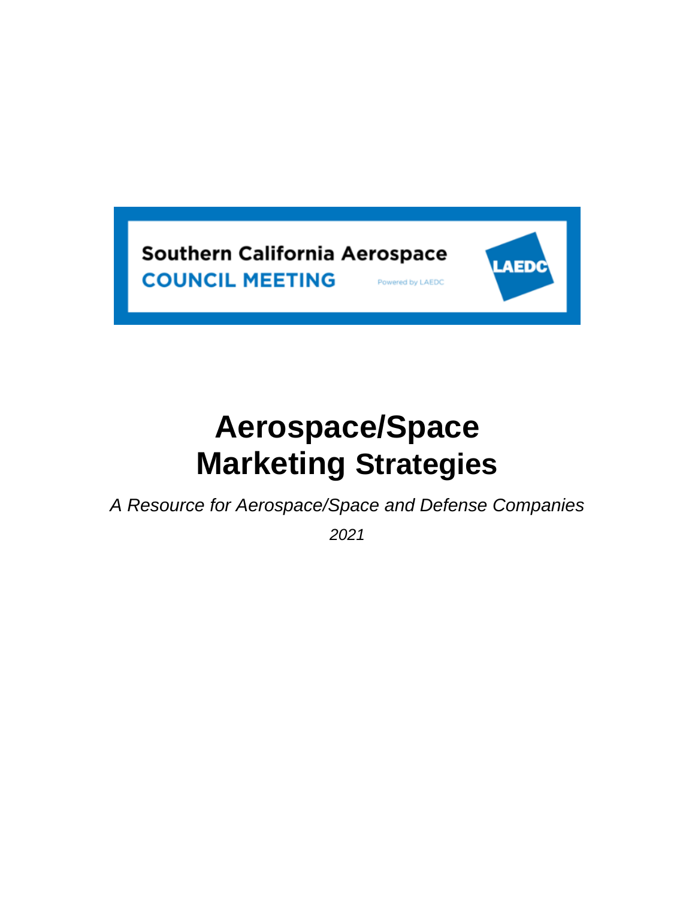Southern California Aerospace
COUNCIL MEETING
Powered by LAEDC

LAEDC

# Aerospace/Space Marketing Strategies

*A Resource for Aerospace/Space and Defense Companies*

*2021*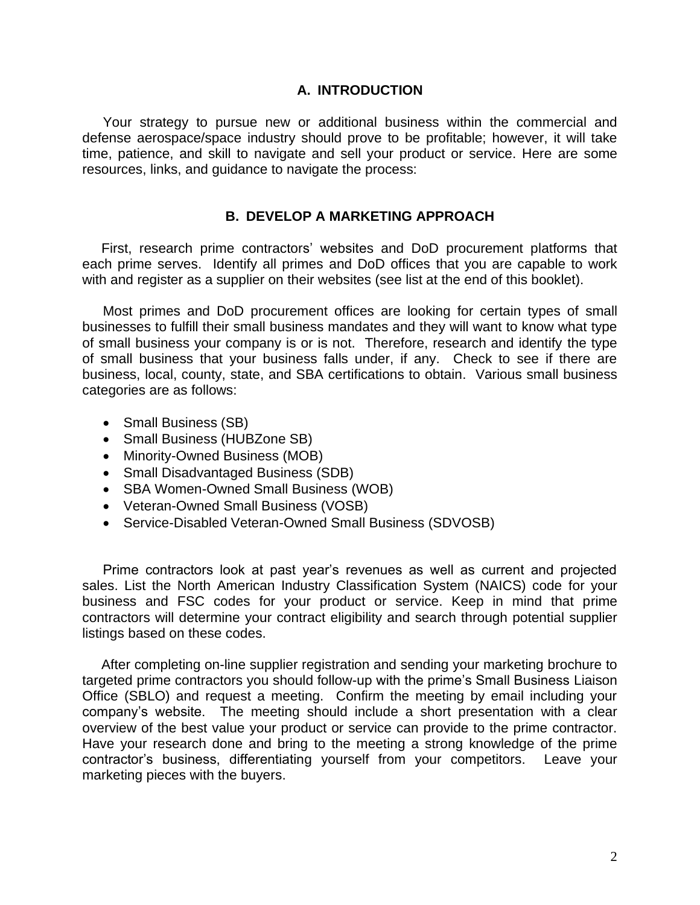## A. INTRODUCTION

Your strategy to pursue new or additional business within the commercial and defense aerospace/space industry should prove to be profitable; however, it will take time, patience, and skill to navigate and sell your product or service. Here are some resources, links, and guidance to navigate the process:

## B. DEVELOP A MARKETING APPROACH

First, research prime contractors' websites and DoD procurement platforms that each prime serves. Identify all primes and DoD offices that you are capable to work with and register as a supplier on their websites (see list at the end of this booklet).

Most primes and DoD procurement offices are looking for certain types of small businesses to fulfill their small business mandates and they will want to know what type of small business your company is or is not. Therefore, research and identify the type of small business that your business falls under, if any. Check to see if there are business, local, county, state, and SBA certifications to obtain. Various small business categories are as follows:

- Small Business (SB)
- Small Business (HUBZone SB)
- Minority-Owned Business (MOB)
- Small Disadvantaged Business (SDB)
- SBA Women-Owned Small Business (WOB)
- Veteran-Owned Small Business (VOSB)
- Service-Disabled Veteran-Owned Small Business (SDVOSB)

Prime contractors look at past year's revenues as well as current and projected sales. List the North American Industry Classification System (NAICS) code for your business and FSC codes for your product or service. Keep in mind that prime contractors will determine your contract eligibility and search through potential supplier listings based on these codes.

After completing on-line supplier registration and sending your marketing brochure to targeted prime contractors you should follow-up with the prime's Small Business Liaison Office (SBLO) and request a meeting. Confirm the meeting by email including your company's website. The meeting should include a short presentation with a clear overview of the best value your product or service can provide to the prime contractor. Have your research done and bring to the meeting a strong knowledge of the prime contractor's business, differentiating yourself from your competitors. Leave your marketing pieces with the buyers.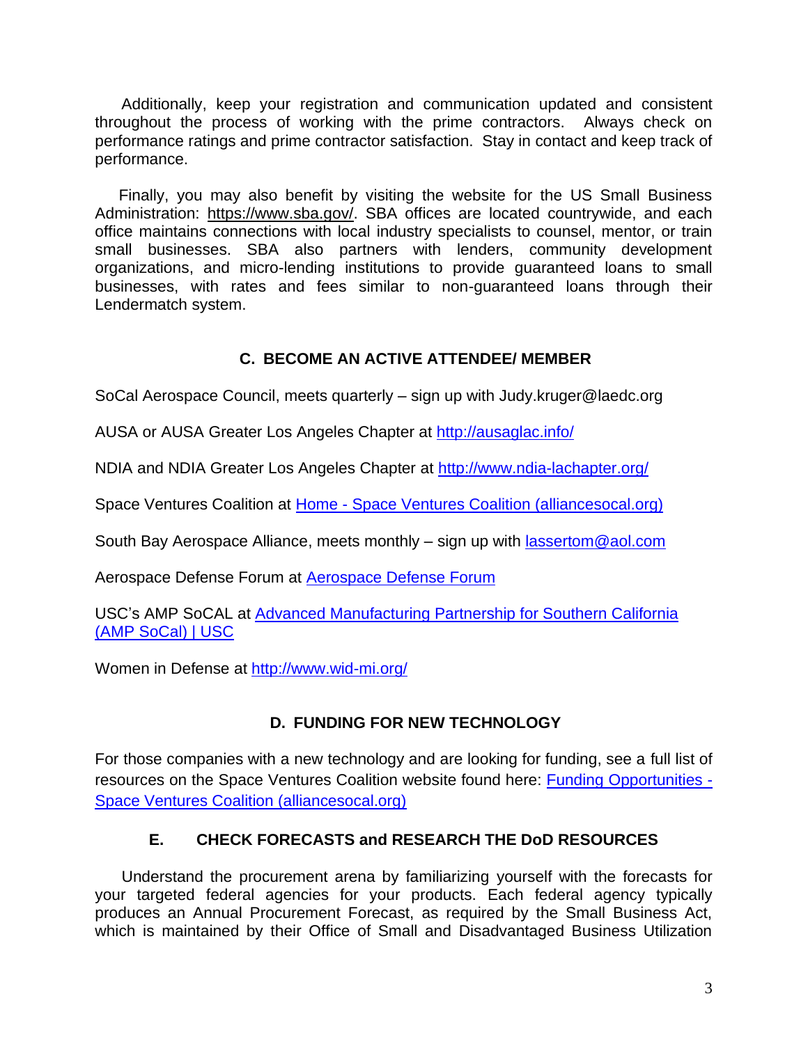Additionally, keep your registration and communication updated and consistent throughout the process of working with the prime contractors. Always check on performance ratings and prime contractor satisfaction. Stay in contact and keep track of performance.

Finally, you may also benefit by visiting the website for the US Small Business Administration: https://www.sba.gov/. SBA offices are located countrywide, and each office maintains connections with local industry specialists to counsel, mentor, or train small businesses. SBA also partners with lenders, community development organizations, and micro-lending institutions to provide guaranteed loans to small businesses, with rates and fees similar to non-guaranteed loans through their Lendermatch system.

## C. BECOME AN ACTIVE ATTENDEE/ MEMBER

SoCal Aerospace Council, meets quarterly – sign up with Judy.kruger@laedc.org

AUSA or AUSA Greater Los Angeles Chapter at http://ausaglac.info/

NDIA and NDIA Greater Los Angeles Chapter at http://www.ndia-lachapter.org/

Space Ventures Coalition at Home - Space Ventures Coalition (alliancesocal.org)

South Bay Aerospace Alliance, meets monthly – sign up with lassertom@aol.com

Aerospace Defense Forum at Aerospace Defense Forum

USC's AMP SoCAL at Advanced Manufacturing Partnership for Southern California (AMP SoCal) | USC

Women in Defense at http://www.wid-mi.org/

## D. FUNDING FOR NEW TECHNOLOGY

For those companies with a new technology and are looking for funding, see a full list of resources on the Space Ventures Coalition website found here: Funding Opportunities - Space Ventures Coalition (alliancesocal.org)

## E. CHECK FORECASTS and RESEARCH THE DoD RESOURCES

Understand the procurement arena by familiarizing yourself with the forecasts for your targeted federal agencies for your products. Each federal agency typically produces an Annual Procurement Forecast, as required by the Small Business Act, which is maintained by their Office of Small and Disadvantaged Business Utilization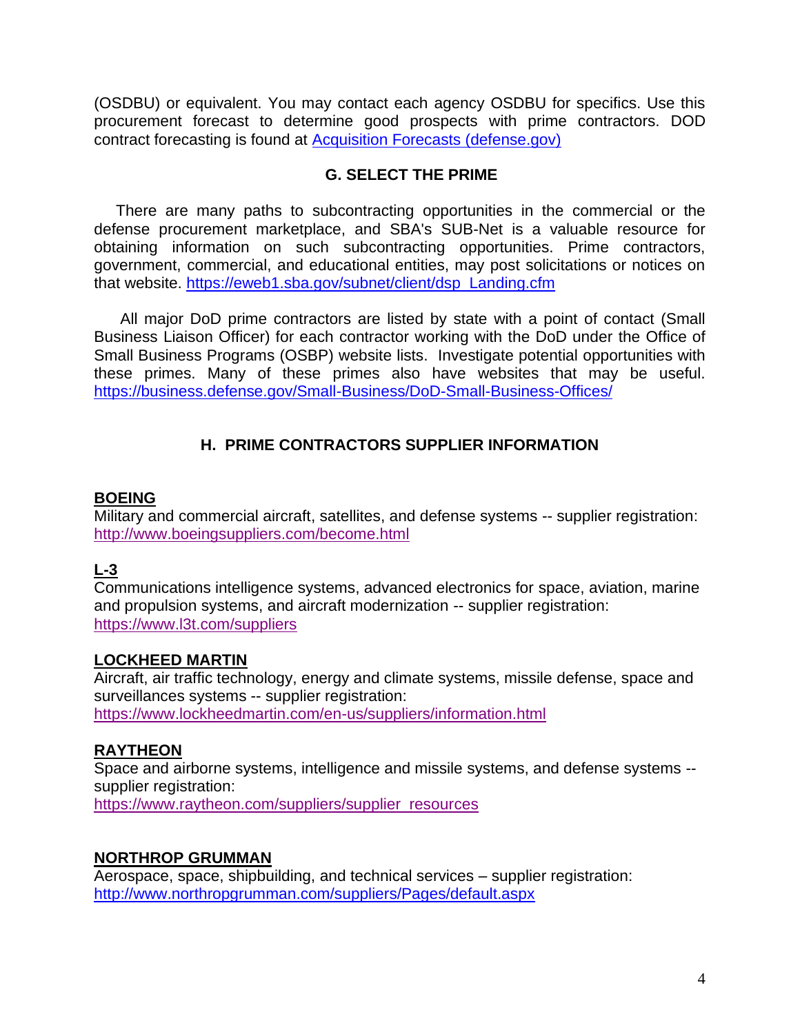(OSDBU) or equivalent. You may contact each agency OSDBU for specifics. Use this procurement forecast to determine good prospects with prime contractors. DOD contract forecasting is found at [Acquisition Forecasts (defense.gov)]

## G. SELECT THE PRIME

There are many paths to subcontracting opportunities in the commercial or the defense procurement marketplace, and SBA's SUB-Net is a valuable resource for obtaining information on such subcontracting opportunities. Prime contractors, government, commercial, and educational entities, may post solicitations or notices on that website. https://eweb1.sba.gov/subnet/client/dsp_Landing.cfm

All major DoD prime contractors are listed by state with a point of contact (Small Business Liaison Officer) for each contractor working with the DoD under the Office of Small Business Programs (OSBP) website lists. Investigate potential opportunities with these primes. Many of these primes also have websites that may be useful. https://business.defense.gov/Small-Business/DoD-Small-Business-Offices/

## H. PRIME CONTRACTORS SUPPLIER INFORMATION

**BOEING**
Military and commercial aircraft, satellites, and defense systems -- supplier registration: http://www.boeingsuppliers.com/become.html

**L-3**
Communications intelligence systems, advanced electronics for space, aviation, marine and propulsion systems, and aircraft modernization -- supplier registration: https://www.l3t.com/suppliers

**LOCKHEED MARTIN**
Aircraft, air traffic technology, energy and climate systems, missile defense, space and surveillances systems -- supplier registration: https://www.lockheedmartin.com/en-us/suppliers/information.html

**RAYTHEON**
Space and airborne systems, intelligence and missile systems, and defense systems -- supplier registration: https://www.raytheon.com/suppliers/supplier_resources

**NORTHROP GRUMMAN**
Aerospace, space, shipbuilding, and technical services – supplier registration: http://www.northropgrumman.com/suppliers/Pages/default.aspx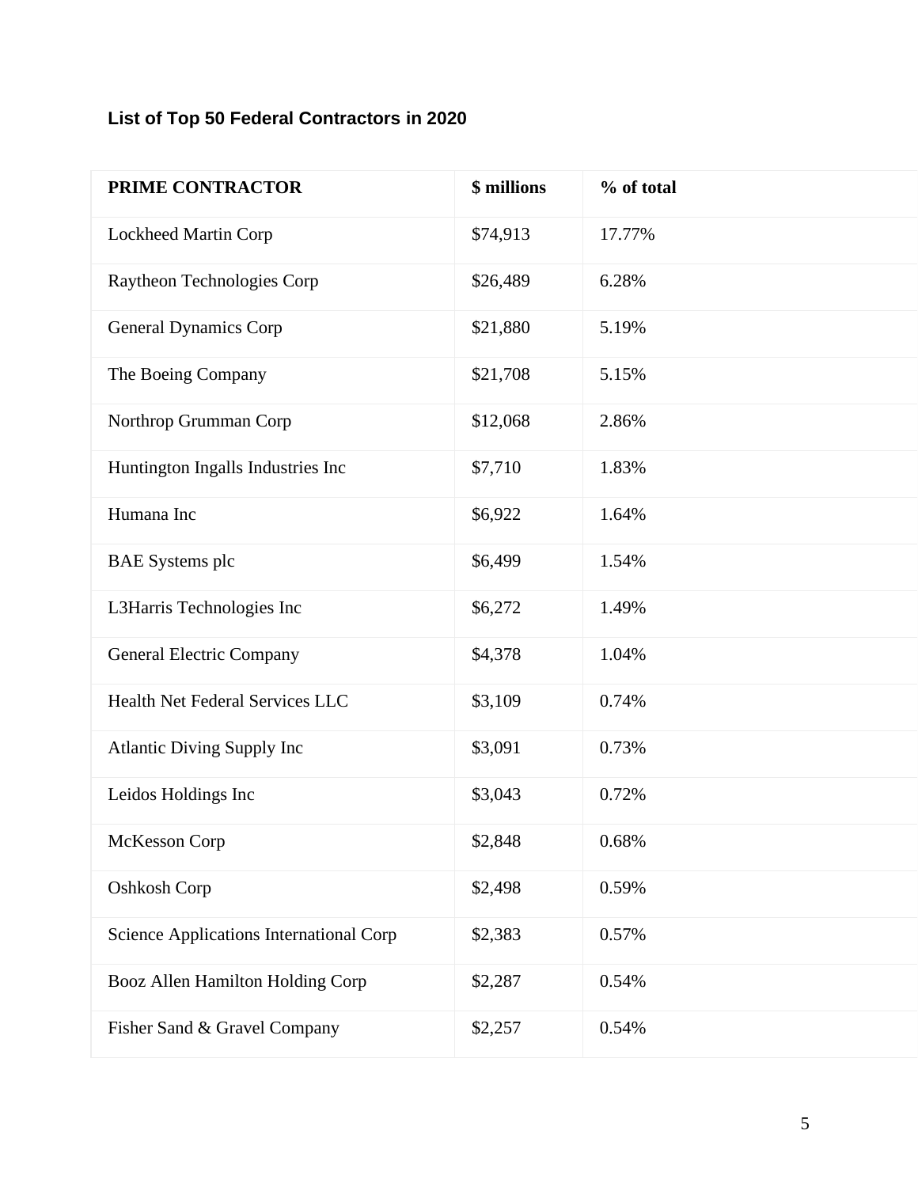**List of Top 50 Federal Contractors in 2020**

| PRIME CONTRACTOR | $ millions | % of total |
|---|---|---|
| Lockheed Martin Corp | $74,913 | 17.77% |
| Raytheon Technologies Corp | $26,489 | 6.28% |
| General Dynamics Corp | $21,880 | 5.19% |
| The Boeing Company | $21,708 | 5.15% |
| Northrop Grumman Corp | $12,068 | 2.86% |
| Huntington Ingalls Industries Inc | $7,710 | 1.83% |
| Humana Inc | $6,922 | 1.64% |
| BAE Systems plc | $6,499 | 1.54% |
| L3Harris Technologies Inc | $6,272 | 1.49% |
| General Electric Company | $4,378 | 1.04% |
| Health Net Federal Services LLC | $3,109 | 0.74% |
| Atlantic Diving Supply Inc | $3,091 | 0.73% |
| Leidos Holdings Inc | $3,043 | 0.72% |
| McKesson Corp | $2,848 | 0.68% |
| Oshkosh Corp | $2,498 | 0.59% |
| Science Applications International Corp | $2,383 | 0.57% |
| Booz Allen Hamilton Holding Corp | $2,287 | 0.54% |
| Fisher Sand & Gravel Company | $2,257 | 0.54% |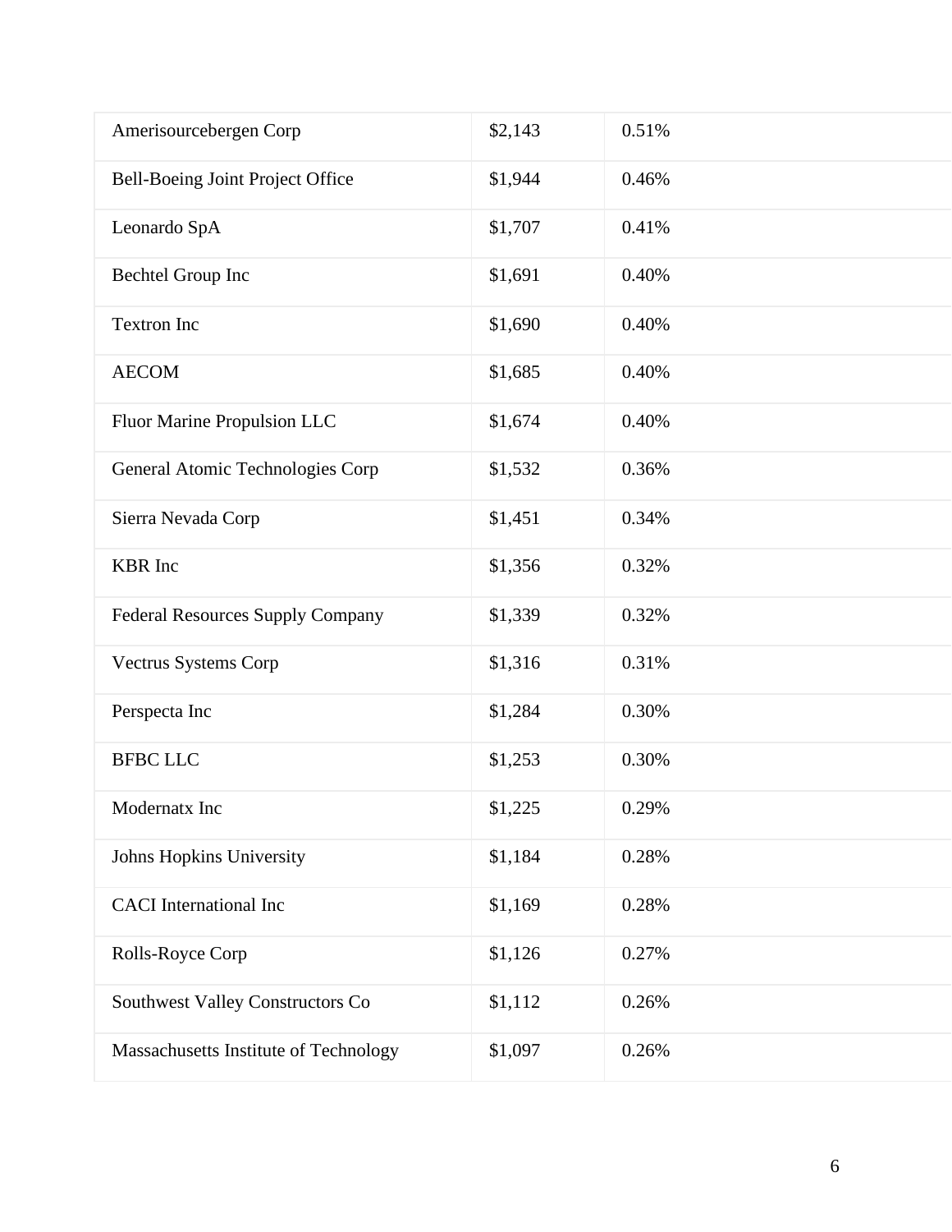| | | |
|---|---|---|
| Amerisourcebergen Corp | $2,143 | 0.51% |
| Bell-Boeing Joint Project Office | $1,944 | 0.46% |
| Leonardo SpA | $1,707 | 0.41% |
| Bechtel Group Inc | $1,691 | 0.40% |
| Textron Inc | $1,690 | 0.40% |
| AECOM | $1,685 | 0.40% |
| Fluor Marine Propulsion LLC | $1,674 | 0.40% |
| General Atomic Technologies Corp | $1,532 | 0.36% |
| Sierra Nevada Corp | $1,451 | 0.34% |
| KBR Inc | $1,356 | 0.32% |
| Federal Resources Supply Company | $1,339 | 0.32% |
| Vectrus Systems Corp | $1,316 | 0.31% |
| Perspecta Inc | $1,284 | 0.30% |
| BFBC LLC | $1,253 | 0.30% |
| Modernatx Inc | $1,225 | 0.29% |
| Johns Hopkins University | $1,184 | 0.28% |
| CACI International Inc | $1,169 | 0.28% |
| Rolls-Royce Corp | $1,126 | 0.27% |
| Southwest Valley Constructors Co | $1,112 | 0.26% |
| Massachusetts Institute of Technology | $1,097 | 0.26% |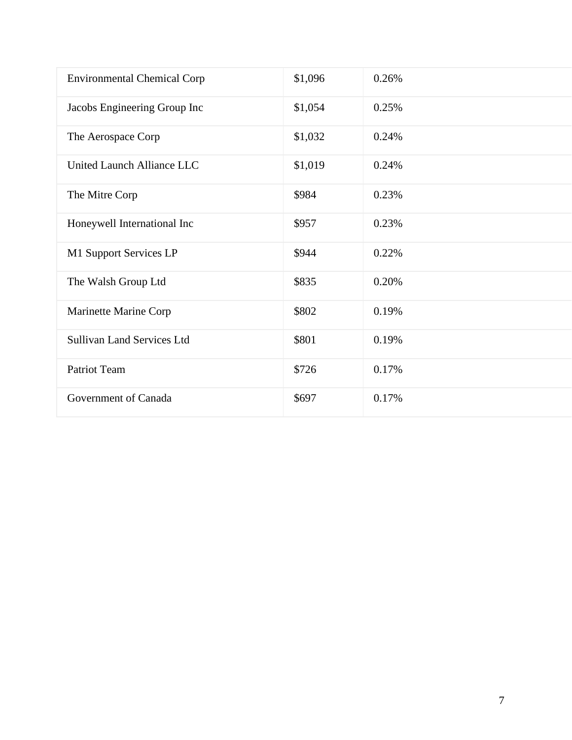| | | |
|---|---|---|
| Environmental Chemical Corp | $1,096 | 0.26% |
| Jacobs Engineering Group Inc | $1,054 | 0.25% |
| The Aerospace Corp | $1,032 | 0.24% |
| United Launch Alliance LLC | $1,019 | 0.24% |
| The Mitre Corp | $984 | 0.23% |
| Honeywell International Inc | $957 | 0.23% |
| M1 Support Services LP | $944 | 0.22% |
| The Walsh Group Ltd | $835 | 0.20% |
| Marinette Marine Corp | $802 | 0.19% |
| Sullivan Land Services Ltd | $801 | 0.19% |
| Patriot Team | $726 | 0.17% |
| Government of Canada | $697 | 0.17% |